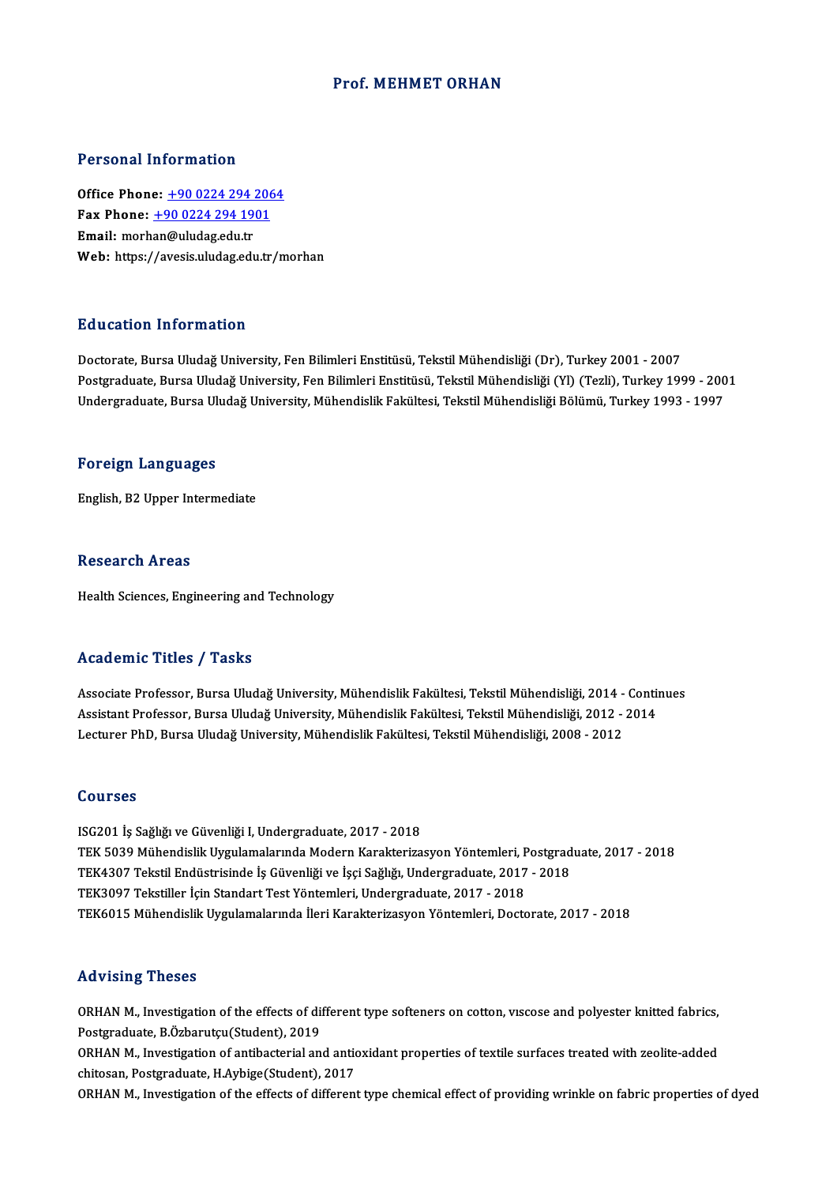# Prof. MEHMET ORHAN

## Personal Information

**Office Phone:** +90 0224 294 2064
**Fax Phone:** +90 0224 294 1901
**Email:** morhan@uludag.edu.tr
**Web:** https://avesis.uludag.edu.tr/morhan

## Education Information

Doctorate, Bursa Uludağ University, Fen Bilimleri Enstitüsü, Tekstil Mühendisliği (Dr), Turkey 2001 - 2007
Postgraduate, Bursa Uludağ University, Fen Bilimleri Enstitüsü, Tekstil Mühendisliği (Yl) (Tezli), Turkey 1999 - 2001
Undergraduate, Bursa Uludağ University, Mühendislik Fakültesi, Tekstil Mühendisliği Bölümü, Turkey 1993 - 1997

## Foreign Languages

English, B2 Upper Intermediate

## Research Areas

Health Sciences, Engineering and Technology

## Academic Titles / Tasks

Associate Professor, Bursa Uludağ University, Mühendislik Fakültesi, Tekstil Mühendisliği, 2014 - Continues
Assistant Professor, Bursa Uludağ University, Mühendislik Fakültesi, Tekstil Mühendisliği, 2012 - 2014
Lecturer PhD, Bursa Uludağ University, Mühendislik Fakültesi, Tekstil Mühendisliği, 2008 - 2012

## Courses

ISG201 İş Sağlığı ve Güvenliği I, Undergraduate, 2017 - 2018
TEK 5039 Mühendislik Uygulamalarında Modern Karakterizasyon Yöntemleri, Postgraduate, 2017 - 2018
TEK4307 Tekstil Endüstrisinde İş Güvenliği ve İşçi Sağlığı, Undergraduate, 2017 - 2018
TEK3097 Tekstiller İçin Standart Test Yöntemleri, Undergraduate, 2017 - 2018
TEK6015 Mühendislik Uygulamalarında İleri Karakterizasyon Yöntemleri, Doctorate, 2017 - 2018

## Advising Theses

ORHAN M., Investigation of the effects of different type softeners on cotton, vıscose and polyester knitted fabrics, Postgraduate, B.Özbarutçu(Student), 2019
ORHAN M., Investigation of antibacterial and antioxidant properties of textile surfaces treated with zeolite-added chitosan, Postgraduate, H.Aybige(Student), 2017
ORHAN M., Investigation of the effects of different type chemical effect of providing wrinkle on fabric properties of dyed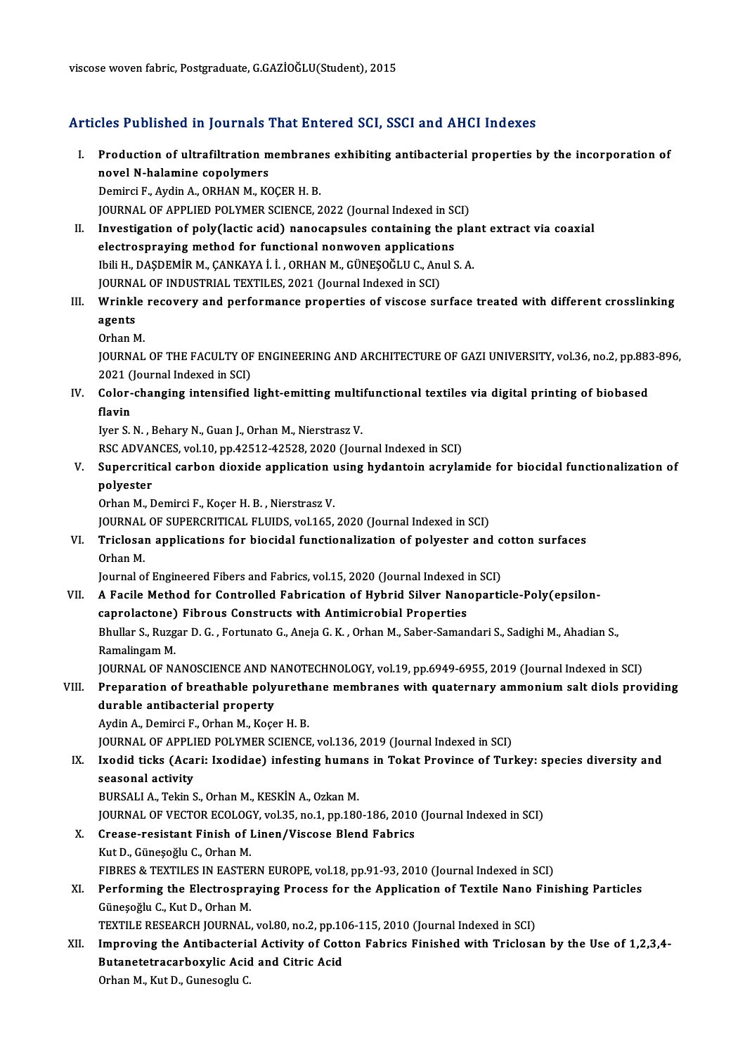viscose woven fabric, Postgraduate, G.GAZİOĞLU(Student), 2015

## Articles Published in Journals That Entered SCI, SSCI and AHCI Indexes

I. **Production of ultrafiltration membranes exhibiting antibacterial properties by the incorporation of novel N-halamine copolymers**
   Demirci F., Aydin A., ORHAN M., KOÇER H. B.
   JOURNAL OF APPLIED POLYMER SCIENCE, 2022 (Journal Indexed in SCI)

II. **Investigation of poly(lactic acid) nanocapsules containing the plant extract via coaxial electrospraying method for functional nonwoven applications**
   Ibili H., DAŞDEMİR M., ÇANKAYA İ. İ. , ORHAN M., GÜNEŞOĞLU C., Anul S. A.
   JOURNAL OF INDUSTRIAL TEXTILES, 2021 (Journal Indexed in SCI)

III. **Wrinkle recovery and performance properties of viscose surface treated with different crosslinking agents**
   Orhan M.
   JOURNAL OF THE FACULTY OF ENGINEERING AND ARCHITECTURE OF GAZI UNIVERSITY, vol.36, no.2, pp.883-896, 2021 (Journal Indexed in SCI)

IV. **Color-changing intensified light-emitting multifunctional textiles via digital printing of biobased flavin**
   Iyer S. N. , Behary N., Guan J., Orhan M., Nierstrasz V.
   RSC ADVANCES, vol.10, pp.42512-42528, 2020 (Journal Indexed in SCI)

V. **Supercritical carbon dioxide application using hydantoin acrylamide for biocidal functionalization of polyester**
   Orhan M., Demirci F., Koçer H. B. , Nierstrasz V.
   JOURNAL OF SUPERCRITICAL FLUIDS, vol.165, 2020 (Journal Indexed in SCI)

VI. **Triclosan applications for biocidal functionalization of polyester and cotton surfaces**
   Orhan M.
   Journal of Engineered Fibers and Fabrics, vol.15, 2020 (Journal Indexed in SCI)

VII. **A Facile Method for Controlled Fabrication of Hybrid Silver Nanoparticle-Poly(epsilon-caprolactone) Fibrous Constructs with Antimicrobial Properties**
   Bhullar S., Ruzgar D. G. , Fortunato G., Aneja G. K. , Orhan M., Saber-Samandari S., Sadighi M., Ahadian S., Ramalingam M.
   JOURNAL OF NANOSCIENCE AND NANOTECHNOLOGY, vol.19, pp.6949-6955, 2019 (Journal Indexed in SCI)

VIII. **Preparation of breathable polyurethane membranes with quaternary ammonium salt diols providing durable antibacterial property**
   Aydin A., Demirci F., Orhan M., Koçer H. B.
   JOURNAL OF APPLIED POLYMER SCIENCE, vol.136, 2019 (Journal Indexed in SCI)

IX. **Ixodid ticks (Acari: Ixodidae) infesting humans in Tokat Province of Turkey: species diversity and seasonal activity**
   BURSALI A., Tekin S., Orhan M., KESKİN A., Ozkan M.
   JOURNAL OF VECTOR ECOLOGY, vol.35, no.1, pp.180-186, 2010 (Journal Indexed in SCI)

X. **Crease-resistant Finish of Linen/Viscose Blend Fabrics**
   Kut D., Güneşoğlu C., Orhan M.
   FIBRES & TEXTILES IN EASTERN EUROPE, vol.18, pp.91-93, 2010 (Journal Indexed in SCI)

XI. **Performing the Electrospraying Process for the Application of Textile Nano Finishing Particles**
   Güneşoğlu C., Kut D., Orhan M.
   TEXTILE RESEARCH JOURNAL, vol.80, no.2, pp.106-115, 2010 (Journal Indexed in SCI)

XII. **Improving the Antibacterial Activity of Cotton Fabrics Finished with Triclosan by the Use of 1,2,3,4-Butanetetracarboxylic Acid and Citric Acid**
   Orhan M., Kut D., Gunesoglu C.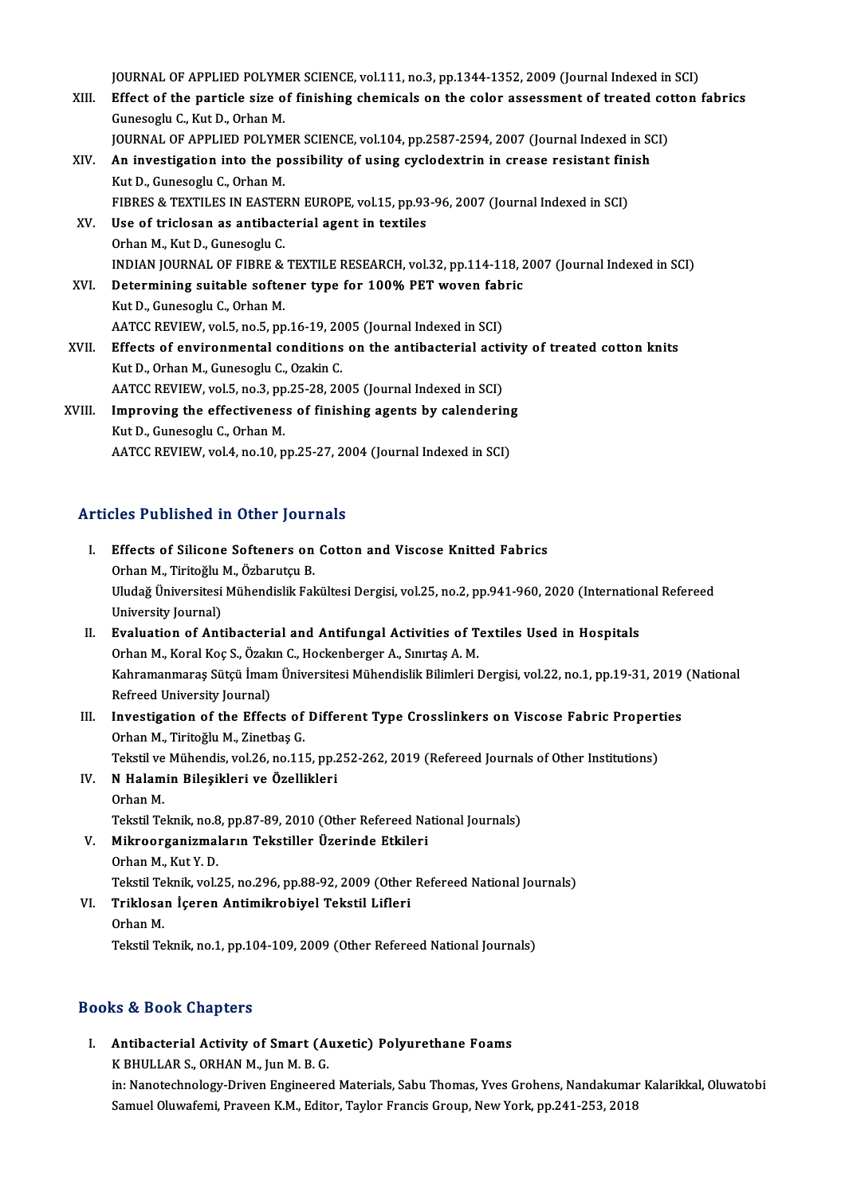JOURNAL OF APPLIED POLYMER SCIENCE, vol.111, no.3, pp.1344-1352, 2009 (Journal Indexed in SCI)

XIII. **Effect of the particle size of finishing chemicals on the color assessment of treated cotton fabrics**
Gunesoglu C., Kut D., Orhan M.
JOURNAL OF APPLIED POLYMER SCIENCE, vol.104, pp.2587-2594, 2007 (Journal Indexed in SCI)

XIV. **An investigation into the possibility of using cyclodextrin in crease resistant finish**
Kut D., Gunesoglu C., Orhan M.
FIBRES & TEXTILES IN EASTERN EUROPE, vol.15, pp.93-96, 2007 (Journal Indexed in SCI)

XV. **Use of triclosan as antibacterial agent in textiles**
Orhan M., Kut D., Gunesoglu C.
INDIAN JOURNAL OF FIBRE & TEXTILE RESEARCH, vol.32, pp.114-118, 2007 (Journal Indexed in SCI)

XVI. **Determining suitable softener type for 100% PET woven fabric**
Kut D., Gunesoglu C., Orhan M.
AATCC REVIEW, vol.5, no.5, pp.16-19, 2005 (Journal Indexed in SCI)

XVII. **Effects of environmental conditions on the antibacterial activity of treated cotton knits**
Kut D., Orhan M., Gunesoglu C., Ozakin C.
AATCC REVIEW, vol.5, no.3, pp.25-28, 2005 (Journal Indexed in SCI)

XVIII. **Improving the effectiveness of finishing agents by calendering**
Kut D., Gunesoglu C., Orhan M.
AATCC REVIEW, vol.4, no.10, pp.25-27, 2004 (Journal Indexed in SCI)

## Articles Published in Other Journals

I. **Effects of Silicone Softeners on Cotton and Viscose Knitted Fabrics**
Orhan M., Tiritoğlu M., Özbarutçu B.
Uludağ Üniversitesi Mühendislik Fakültesi Dergisi, vol.25, no.2, pp.941-960, 2020 (International Refereed University Journal)

II. **Evaluation of Antibacterial and Antifungal Activities of Textiles Used in Hospitals**
Orhan M., Koral Koç S., Özakın C., Hockenberger A., Sınırtaş A. M.
Kahramanmaraş Sütçü İmam Üniversitesi Mühendislik Bilimleri Dergisi, vol.22, no.1, pp.19-31, 2019 (National Refreed University Journal)

III. **Investigation of the Effects of Different Type Crosslinkers on Viscose Fabric Properties**
Orhan M., Tiritoğlu M., Zinetbaş G.
Tekstil ve Mühendis, vol.26, no.115, pp.252-262, 2019 (Refereed Journals of Other Institutions)

IV. **N Halamin Bileşikleri ve Özellikleri**
Orhan M.
Tekstil Teknik, no.8, pp.87-89, 2010 (Other Refereed National Journals)

V. **Mikroorganizmaların Tekstiller Üzerinde Etkileri**
Orhan M., Kut Y. D.
Tekstil Teknik, vol.25, no.296, pp.88-92, 2009 (Other Refereed National Journals)

VI. **Triklosan İçeren Antimikrobiyel Tekstil Lifleri**
Orhan M.
Tekstil Teknik, no.1, pp.104-109, 2009 (Other Refereed National Journals)

## Books & Book Chapters

I. **Antibacterial Activity of Smart (Auxetic) Polyurethane Foams**
K BHULLAR S., ORHAN M., Jun M. B. G.
in: Nanotechnology-Driven Engineered Materials, Sabu Thomas, Yves Grohens, Nandakumar Kalarikkal, Oluwatobi Samuel Oluwafemi, Praveen K.M., Editor, Taylor Francis Group, New York, pp.241-253, 2018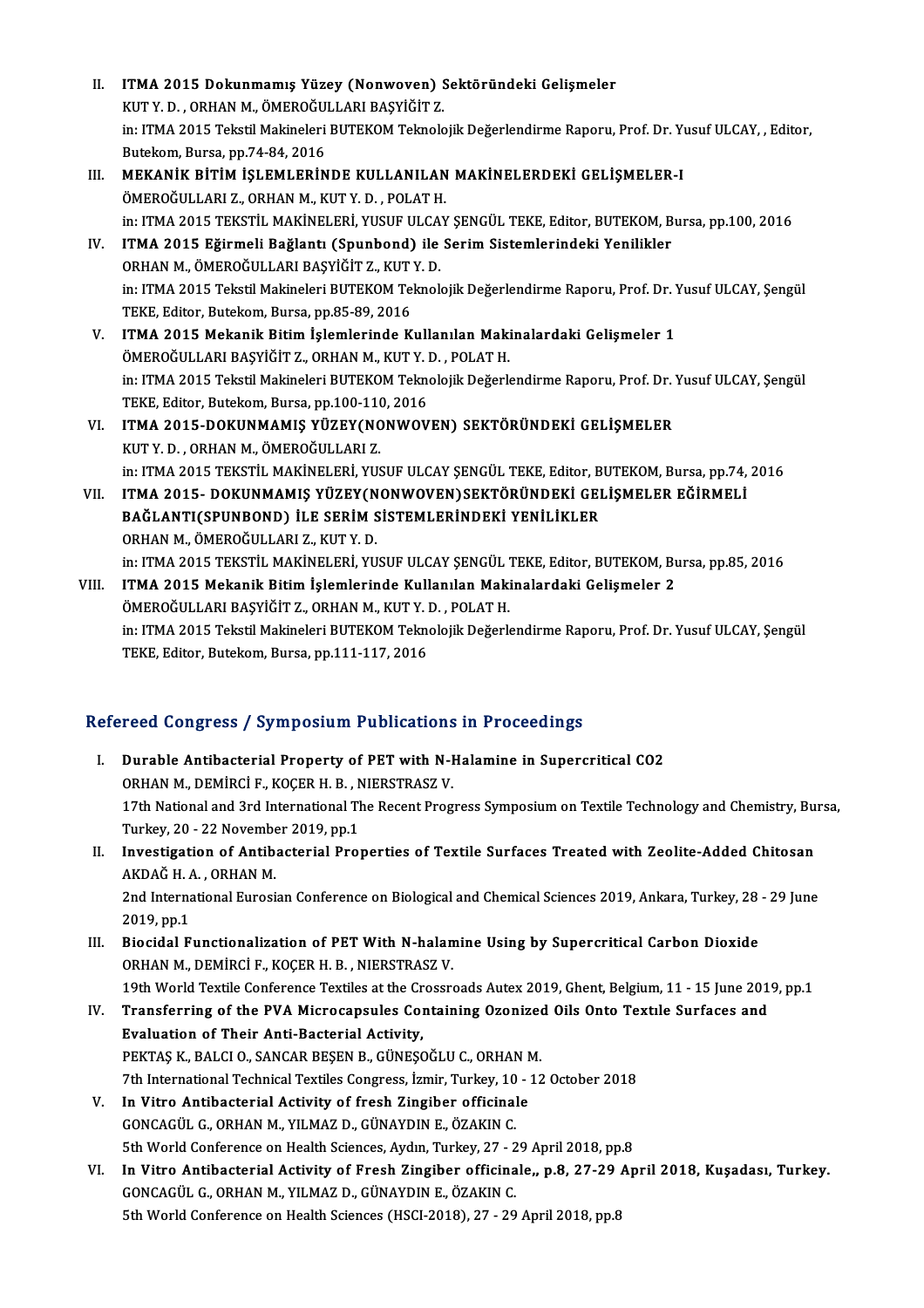II. **ITMA 2015 Dokunmamış Yüzey (Nonwoven) Sektöründeki Gelişmeler**
KUT Y. D. , ORHAN M., ÖMEROĞULLARI BAŞYİĞİT Z.
in: ITMA 2015 Tekstil Makineleri BUTEKOM Teknolojik Değerlendirme Raporu, Prof. Dr. Yusuf ULCAY, , Editor, Butekom, Bursa, pp.74-84, 2016

III. **MEKANİK BİTİM İŞLEMLERİNDE KULLANILAN MAKİNELERDEKİ GELİŞMELER-I**
ÖMEROĞULLARI Z., ORHAN M., KUT Y. D. , POLAT H.
in: ITMA 2015 TEKSTİL MAKİNELERİ, YUSUF ULCAY ŞENGÜL TEKE, Editor, BUTEKOM, Bursa, pp.100, 2016

IV. **ITMA 2015 Eğirmeli Bağlantı (Spunbond) ile Serim Sistemlerindeki Yenilikler**
ORHAN M., ÖMEROĞULLARI BAŞYİĞİT Z., KUT Y. D.
in: ITMA 2015 Tekstil Makineleri BUTEKOM Teknolojik Değerlendirme Raporu, Prof. Dr. Yusuf ULCAY, Şengül TEKE, Editor, Butekom, Bursa, pp.85-89, 2016

V. **ITMA 2015 Mekanik Bitim İşlemlerinde Kullanılan Makinalardaki Gelişmeler 1**
ÖMEROĞULLARI BAŞYİĞİT Z., ORHAN M., KUT Y. D. , POLAT H.
in: ITMA 2015 Tekstil Makineleri BUTEKOM Teknolojik Değerlendirme Raporu, Prof. Dr. Yusuf ULCAY, Şengül TEKE, Editor, Butekom, Bursa, pp.100-110, 2016

VI. **ITMA 2015-DOKUNMAMIŞ YÜZEY(NONWOVEN) SEKTÖRÜNDEKİ GELİŞMELER**
KUT Y. D. , ORHAN M., ÖMEROĞULLARI Z.
in: ITMA 2015 TEKSTİL MAKİNELERİ, YUSUF ULCAY ŞENGÜL TEKE, Editor, BUTEKOM, Bursa, pp.74, 2016

VII. **ITMA 2015- DOKUNMAMIŞ YÜZEY(NONWOVEN)SEKTÖRÜNDEKİ GELİŞMELER EĞİRMELİ BAĞLANTI(SPUNBOND) İLE SERİM SİSTEMLERİNDEKİ YENİLİKLER**
ORHAN M., ÖMEROĞULLARI Z., KUT Y. D.
in: ITMA 2015 TEKSTİL MAKİNELERİ, YUSUF ULCAY ŞENGÜL TEKE, Editor, BUTEKOM, Bursa, pp.85, 2016

VIII. **ITMA 2015 Mekanik Bitim İşlemlerinde Kullanılan Makinalardaki Gelişmeler 2**
ÖMEROĞULLARI BAŞYİĞİT Z., ORHAN M., KUT Y. D. , POLAT H.
in: ITMA 2015 Tekstil Makineleri BUTEKOM Teknolojik Değerlendirme Raporu, Prof. Dr. Yusuf ULCAY, Şengül TEKE, Editor, Butekom, Bursa, pp.111-117, 2016

## Refereed Congress / Symposium Publications in Proceedings

I. **Durable Antibacterial Property of PET with N-Halamine in Supercritical CO2**
ORHAN M., DEMİRCİ F., KOÇER H. B. , NIERSTRASZ V.
17th National and 3rd International The Recent Progress Symposium on Textile Technology and Chemistry, Bursa, Turkey, 20 - 22 November 2019, pp.1

II. **Investigation of Antibacterial Properties of Textile Surfaces Treated with Zeolite-Added Chitosan**
AKDAĞ H. A. , ORHAN M.
2nd International Eurosian Conference on Biological and Chemical Sciences 2019, Ankara, Turkey, 28 - 29 June 2019, pp.1

III. **Biocidal Functionalization of PET With N-halamine Using by Supercritical Carbon Dioxide**
ORHAN M., DEMİRCİ F., KOÇER H. B. , NIERSTRASZ V.
19th World Textile Conference Textiles at the Crossroads Autex 2019, Ghent, Belgium, 11 - 15 June 2019, pp.1

IV. **Transferring of the PVA Microcapsules Containing Ozonized Oils Onto Textile Surfaces and Evaluation of Their Anti-Bacterial Activity,**
PEKTAŞ K., BALCI O., SANCAR BEŞEN B., GÜNEŞOĞLU C., ORHAN M.
7th International Technical Textiles Congress, İzmir, Turkey, 10 - 12 October 2018

V. **In Vitro Antibacterial Activity of fresh Zingiber officinale**
GONCAGÜL G., ORHAN M., YILMAZ D., GÜNAYDIN E., ÖZAKIN C.
5th World Conference on Health Sciences, Aydın, Turkey, 27 - 29 April 2018, pp.8

VI. **In Vitro Antibacterial Activity of Fresh Zingiber officinale,, p.8, 27-29 April 2018, Kuşadası, Turkey.**
GONCAGÜL G., ORHAN M., YILMAZ D., GÜNAYDIN E., ÖZAKIN C.
5th World Conference on Health Sciences (HSCI-2018), 27 - 29 April 2018, pp.8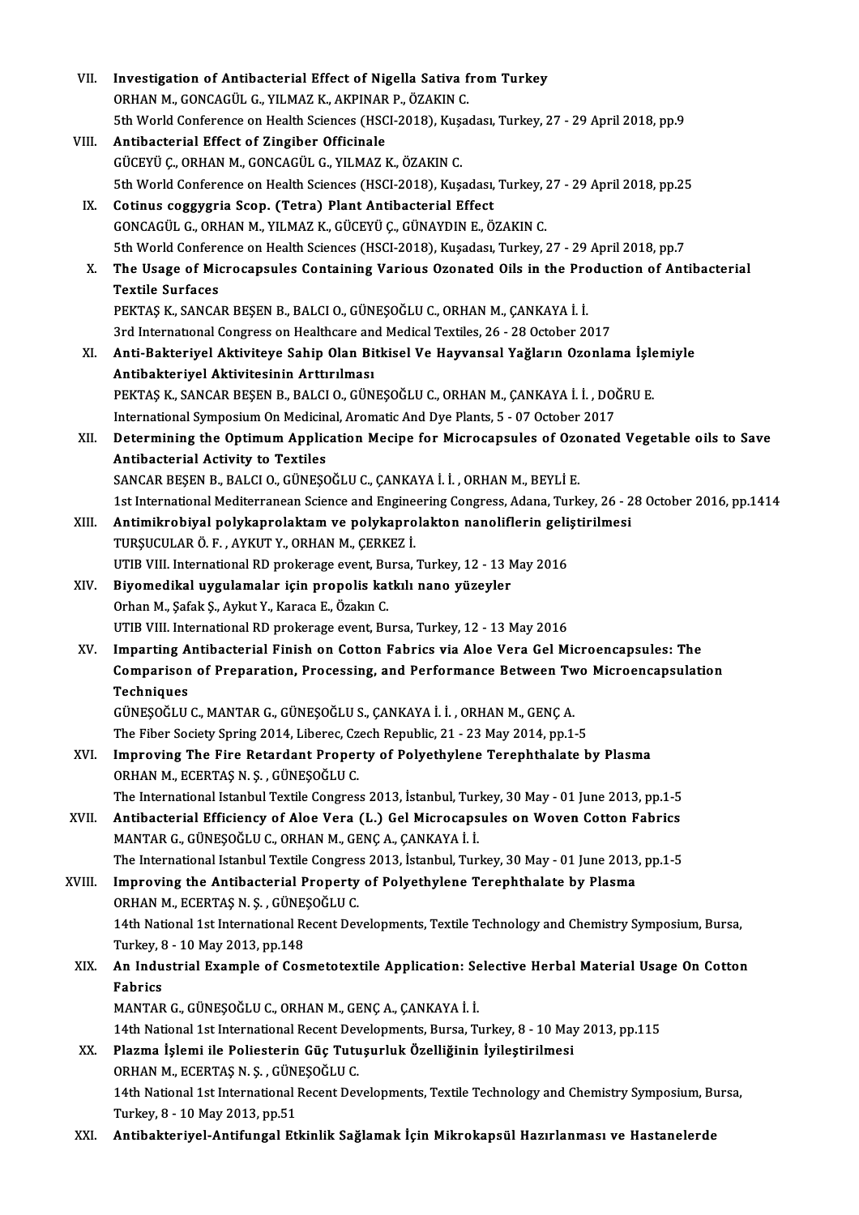VII. **Investigation of Antibacterial Effect of Nigella Sativa from Turkey**
ORHAN M., GONCAGÜL G., YILMAZ K., AKPINAR P., ÖZAKIN C.
5th World Conference on Health Sciences (HSCI-2018), Kuşadası, Turkey, 27 - 29 April 2018, pp.9

VIII. **Antibacterial Effect of Zingiber Officinale**
GÜCEYÜ Ç., ORHAN M., GONCAGÜL G., YILMAZ K., ÖZAKIN C.
5th World Conference on Health Sciences (HSCI-2018), Kuşadası, Turkey, 27 - 29 April 2018, pp.25

IX. **Cotinus coggygria Scop. (Tetra) Plant Antibacterial Effect**
GONCAGÜL G., ORHAN M., YILMAZ K., GÜCEYÜ Ç., GÜNAYDIN E., ÖZAKIN C.
5th World Conference on Health Sciences (HSCI-2018), Kuşadası, Turkey, 27 - 29 April 2018, pp.7

X. **The Usage of Microcapsules Containing Various Ozonated Oils in the Production of Antibacterial Textile Surfaces**
PEKTAŞ K., SANCAR BEŞEN B., BALCI O., GÜNEŞOĞLU C., ORHAN M., ÇANKAYA İ. İ.
3rd International Congress on Healthcare and Medical Textiles, 26 - 28 October 2017

XI. **Anti-Bakteriyel Aktiviteye Sahip Olan Bitkisel Ve Hayvansal Yağların Ozonlama İşlemiyle Antibakteriyel Aktivitesinin Arttırılması**
PEKTAŞ K., SANCAR BEŞEN B., BALCI O., GÜNEŞOĞLU C., ORHAN M., ÇANKAYA İ. İ. , DOĞRU E.
International Symposium On Medicinal, Aromatic And Dye Plants, 5 - 07 October 2017

XII. **Determining the Optimum Application Mecipe for Microcapsules of Ozonated Vegetable oils to Save Antibacterial Activity to Textiles**
SANCAR BEŞEN B., BALCI O., GÜNEŞOĞLU C., ÇANKAYA İ. İ. , ORHAN M., BEYLİ E.
1st International Mediterranean Science and Engineering Congress, Adana, Turkey, 26 - 28 October 2016, pp.1414

XIII. **Antimikrobiyal polykaprolaktam ve polykaprolakton nanoliflerin geliştirilmesi**
TURŞUCULAR Ö. F. , AYKUT Y., ORHAN M., ÇERKEZ İ.
UTIB VIII. International RD prokerage event, Bursa, Turkey, 12 - 13 May 2016

XIV. **Biyomedikal uygulamalar için propolis katkılı nano yüzeyler**
Orhan M., Şafak Ş., Aykut Y., Karaca E., Özakın C.
UTIB VIII. International RD prokerage event, Bursa, Turkey, 12 - 13 May 2016

XV. **Imparting Antibacterial Finish on Cotton Fabrics via Aloe Vera Gel Microencapsules: The Comparison of Preparation, Processing, and Performance Between Two Microencapsulation Techniques**
GÜNEŞOĞLU C., MANTAR G., GÜNEŞOĞLU S., ÇANKAYA İ. İ. , ORHAN M., GENÇ A.
The Fiber Society Spring 2014, Liberec, Czech Republic, 21 - 23 May 2014, pp.1-5

XVI. **Improving The Fire Retardant Property of Polyethylene Terephthalate by Plasma**
ORHAN M., ECERTAŞ N. Ş. , GÜNEŞOĞLU C.
The International Istanbul Textile Congress 2013, İstanbul, Turkey, 30 May - 01 June 2013, pp.1-5

XVII. **Antibacterial Efficiency of Aloe Vera (L.) Gel Microcapsules on Woven Cotton Fabrics**
MANTAR G., GÜNEŞOĞLU C., ORHAN M., GENÇ A., ÇANKAYA İ. İ.
The International Istanbul Textile Congress 2013, İstanbul, Turkey, 30 May - 01 June 2013, pp.1-5

XVIII. **Improving the Antibacterial Property of Polyethylene Terephthalate by Plasma**
ORHAN M., ECERTAŞ N. Ş. , GÜNEŞOĞLU C.
14th National 1st International Recent Developments, Textile Technology and Chemistry Symposium, Bursa, Turkey, 8 - 10 May 2013, pp.148

XIX. **An Industrial Example of Cosmetotextile Application: Selective Herbal Material Usage On Cotton Fabrics**
MANTAR G., GÜNEŞOĞLU C., ORHAN M., GENÇ A., ÇANKAYA İ. İ.
14th National 1st International Recent Developments, Bursa, Turkey, 8 - 10 May 2013, pp.115

XX. **Plazma İşlemi ile Poliesterin Güç Tutuşurluk Özelliğinin İyileştirilmesi**
ORHAN M., ECERTAŞ N. Ş. , GÜNEŞOĞLU C.
14th National 1st International Recent Developments, Textile Technology and Chemistry Symposium, Bursa, Turkey, 8 - 10 May 2013, pp.51

XXI. **Antibakteriyel-Antifungal Etkinlik Sağlamak İçin Mikrokapsül Hazırlanması ve Hastanelerde**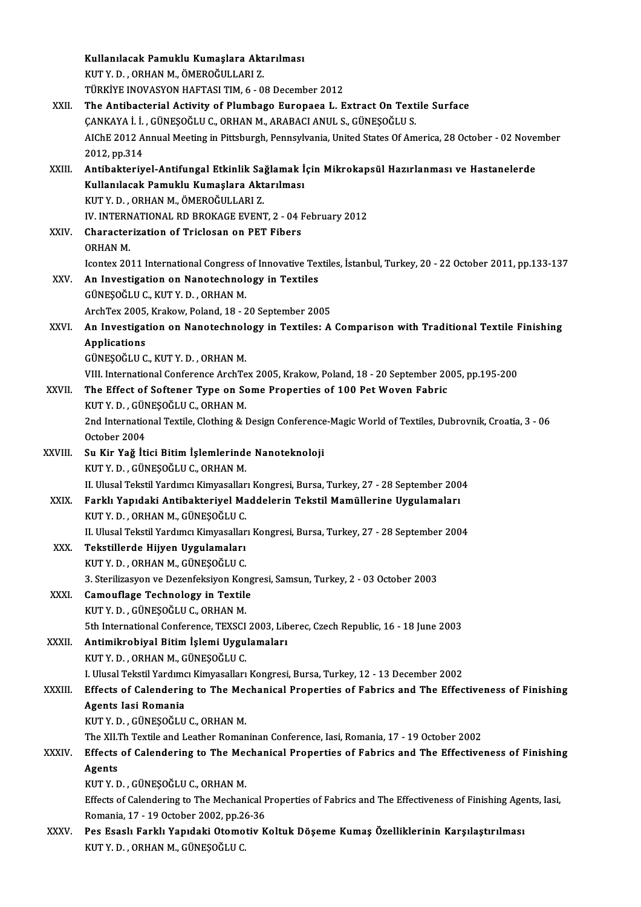Kullanılacak Pamuklu Kumaşlara Aktarılması
KUT Y. D. , ORHAN M., ÖMEROĞULLARI Z.
TÜRKİYE INOVASYON HAFTASI TIM, 6 - 08 December 2012

XXII. **The Antibacterial Activity of Plumbago Europaea L. Extract On Textile Surface**
ÇANKAYA İ. İ. , GÜNEŞOĞLU C., ORHAN M., ARABACI ANUL S., GÜNEŞOĞLU S.
AIChE 2012 Annual Meeting in Pittsburgh, Pennsylvania, United States Of America, 28 October - 02 November 2012, pp.314

XXIII. **Antibakteriyel-Antifungal Etkinlik Sağlamak İçin Mikrokapsül Hazırlanması ve Hastanelerde Kullanılacak Pamuklu Kumaşlara Aktarılması**
KUT Y. D. , ORHAN M., ÖMEROĞULLARI Z.
IV. INTERNATIONAL RD BROKAGE EVENT, 2 - 04 February 2012

XXIV. **Characterization of Triclosan on PET Fibers**
ORHAN M.
Icontex 2011 International Congress of Innovative Textiles, İstanbul, Turkey, 20 - 22 October 2011, pp.133-137

XXV. **An Investigation on Nanotechnology in Textiles**
GÜNEŞOĞLU C., KUT Y. D. , ORHAN M.
ArchTex 2005, Krakow, Poland, 18 - 20 September 2005

XXVI. **An Investigation on Nanotechnology in Textiles: A Comparison with Traditional Textile Finishing Applications**
GÜNEŞOĞLU C., KUT Y. D. , ORHAN M.
VIII. International Conference ArchTex 2005, Krakow, Poland, 18 - 20 September 2005, pp.195-200

XXVII. **The Effect of Softener Type on Some Properties of 100 Pet Woven Fabric**
KUT Y. D. , GÜNEŞOĞLU C., ORHAN M.
2nd International Textile, Clothing & Design Conference-Magic World of Textiles, Dubrovnik, Croatia, 3 - 06 October 2004

XXVIII. **Su Kir Yağ İtici Bitim İşlemlerinde Nanoteknoloji**
KUT Y. D. , GÜNEŞOĞLU C., ORHAN M.
II. Ulusal Tekstil Yardımcı Kimyasalları Kongresi, Bursa, Turkey, 27 - 28 September 2004

XXIX. **Farklı Yapıdaki Antibakteriyel Maddelerin Tekstil Mamüllerine Uygulamaları**
KUT Y. D. , ORHAN M., GÜNEŞOĞLU C.
II. Ulusal Tekstil Yardımcı Kimyasalları Kongresi, Bursa, Turkey, 27 - 28 September 2004

XXX. **Tekstillerde Hijyen Uygulamaları**
KUT Y. D. , ORHAN M., GÜNEŞOĞLU C.
3. Sterilizasyon ve Dezenfeksiyon Kongresi, Samsun, Turkey, 2 - 03 October 2003

XXXI. **Camouflage Technology in Textile**
KUT Y. D. , GÜNEŞOĞLU C., ORHAN M.
5th International Conference, TEXSCI 2003, Liberec, Czech Republic, 16 - 18 June 2003

XXXII. **Antimikrobiyal Bitim İşlemi Uygulamaları**
KUT Y. D. , ORHAN M., GÜNEŞOĞLU C.
I. Ulusal Tekstil Yardımcı Kimyasalları Kongresi, Bursa, Turkey, 12 - 13 December 2002

XXXIII. **Effects of Calendering to The Mechanical Properties of Fabrics and The Effectiveness of Finishing Agents Iasi Romania**
KUT Y. D. , GÜNEŞOĞLU C., ORHAN M.
The XII.Th Textile and Leather Romaninan Conference, Iasi, Romania, 17 - 19 October 2002

XXXIV. **Effects of Calendering to The Mechanical Properties of Fabrics and The Effectiveness of Finishing Agents**
KUT Y. D. , GÜNEŞOĞLU C., ORHAN M.
Effects of Calendering to The Mechanical Properties of Fabrics and The Effectiveness of Finishing Agents, Iasi, Romania, 17 - 19 October 2002, pp.26-36

XXXV. **Pes Esaslı Farklı Yapıdaki Otomotiv Koltuk Döşeme Kumaş Özelliklerinin Karşılaştırılması**
KUT Y. D. , ORHAN M., GÜNEŞOĞLU C.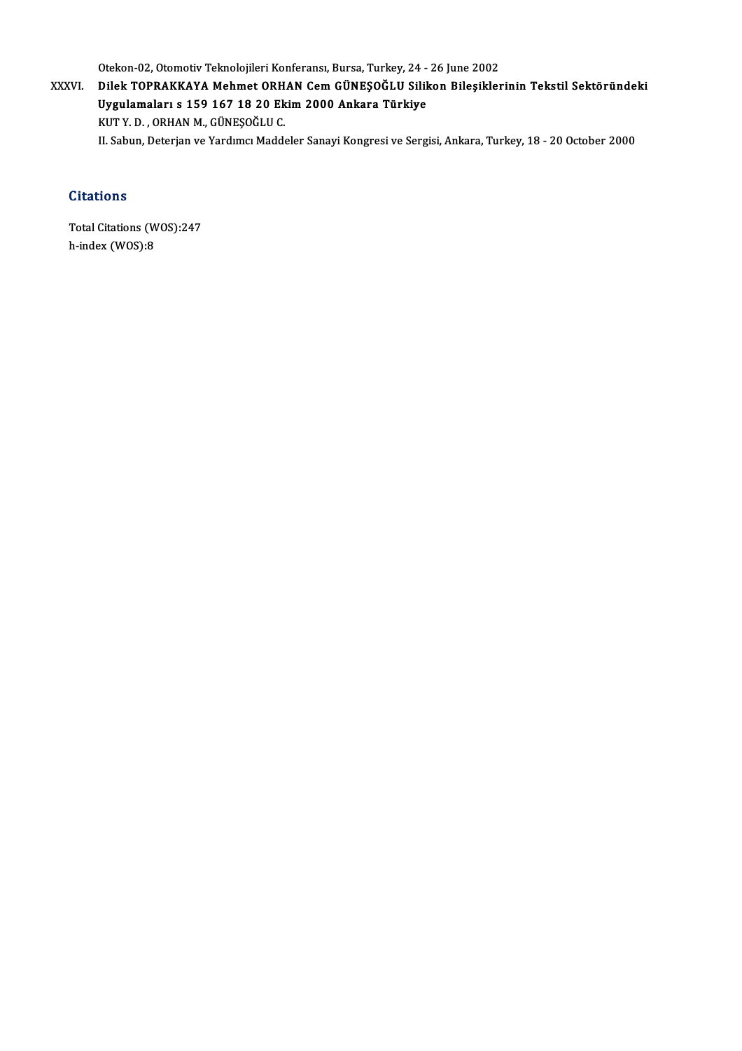Otekon-02, Otomotiv Teknolojileri Konferansı, Bursa, Turkey, 24 - 26 June 2002

XXXVI. **Dilek TOPRAKKAYA Mehmet ORHAN Cem GÜNEŞOĞLU Silikon Bileşiklerinin Tekstil Sektöründeki Uygulamaları s 159 167 18 20 Ekim 2000 Ankara Türkiye**
KUT Y. D. , ORHAN M., GÜNEŞOĞLU C.
II. Sabun, Deterjan ve Yardımcı Maddeler Sanayi Kongresi ve Sergisi, Ankara, Turkey, 18 - 20 October 2000

## Citations

Total Citations (WOS):247
h-index (WOS):8